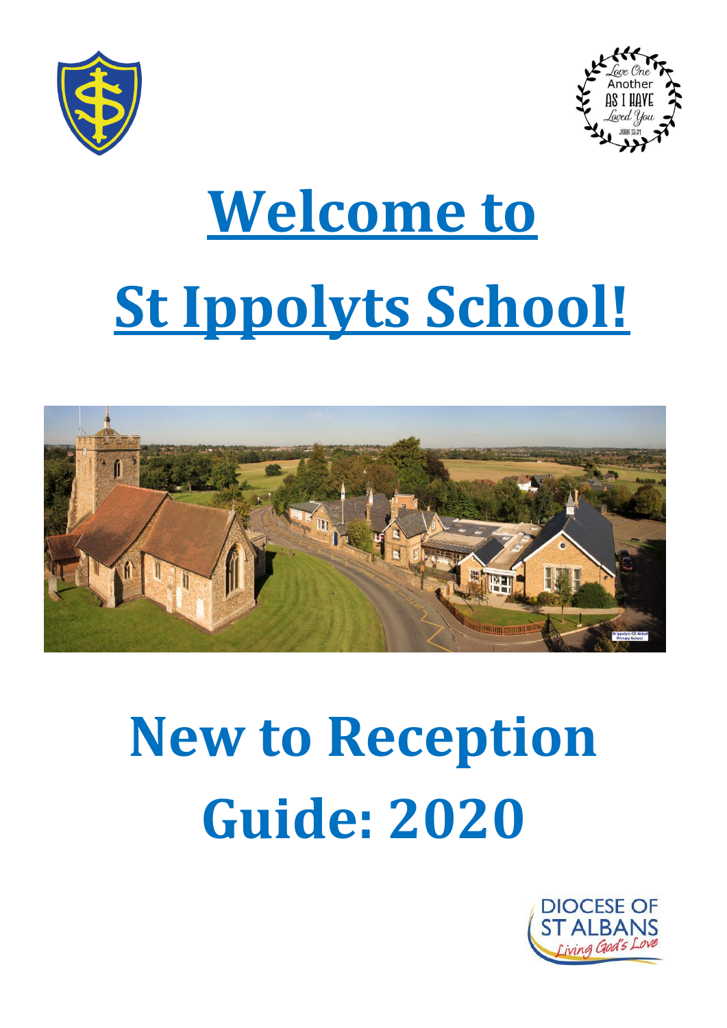# Welcome to

# St Ippolyts School!

# New to Reception Guide: 2020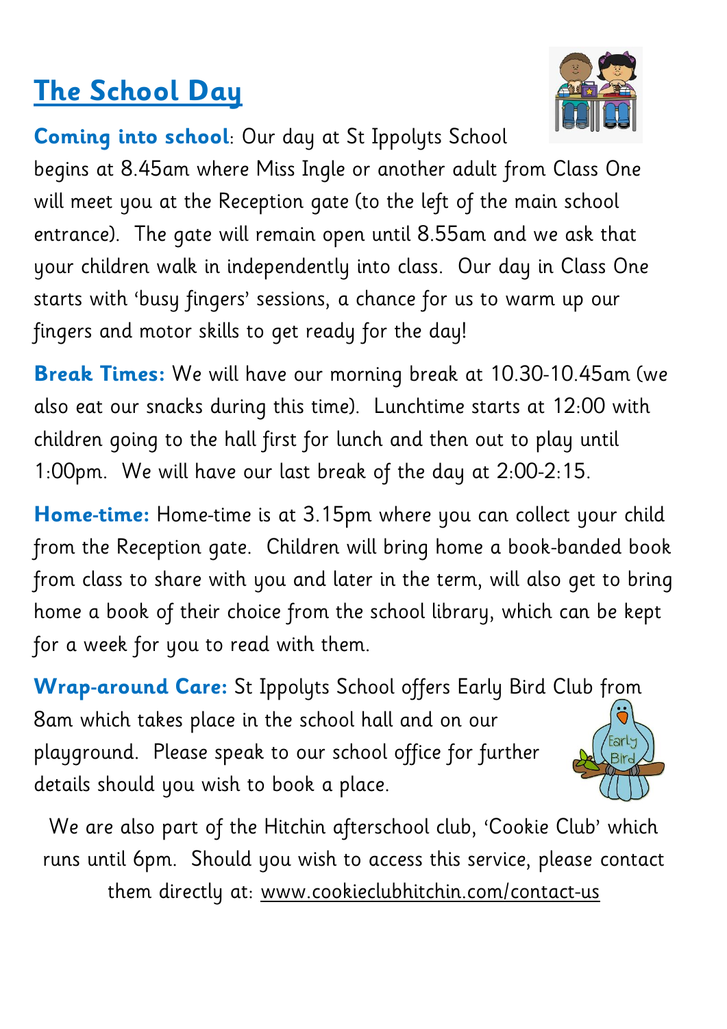# The School Day

**Coming into school**: Our day at St Ippolyts School begins at 8.45am where Miss Ingle or another adult from Class One will meet you at the Reception gate (to the left of the main school entrance). The gate will remain open until 8.55am and we ask that your children walk in independently into class. Our day in Class One starts with 'busy fingers' sessions, a chance for us to warm up our fingers and motor skills to get ready for the day!

**Break Times:** We will have our morning break at 10.30-10.45am (we also eat our snacks during this time). Lunchtime starts at 12:00 with children going to the hall first for lunch and then out to play until 1:00pm. We will have our last break of the day at 2:00-2:15.

**Home-time:** Home-time is at 3.15pm where you can collect your child from the Reception gate. Children will bring home a book-banded book from class to share with you and later in the term, will also get to bring home a book of their choice from the school library, which can be kept for a week for you to read with them.

**Wrap-around Care:** St Ippolyts School offers Early Bird Club from 8am which takes place in the school hall and on our playground. Please speak to our school office for further details should you wish to book a place.

We are also part of the Hitchin afterschool club, 'Cookie Club' which runs until 6pm. Should you wish to access this service, please contact them directly at: www.cookieclubhitchin.com/contact-us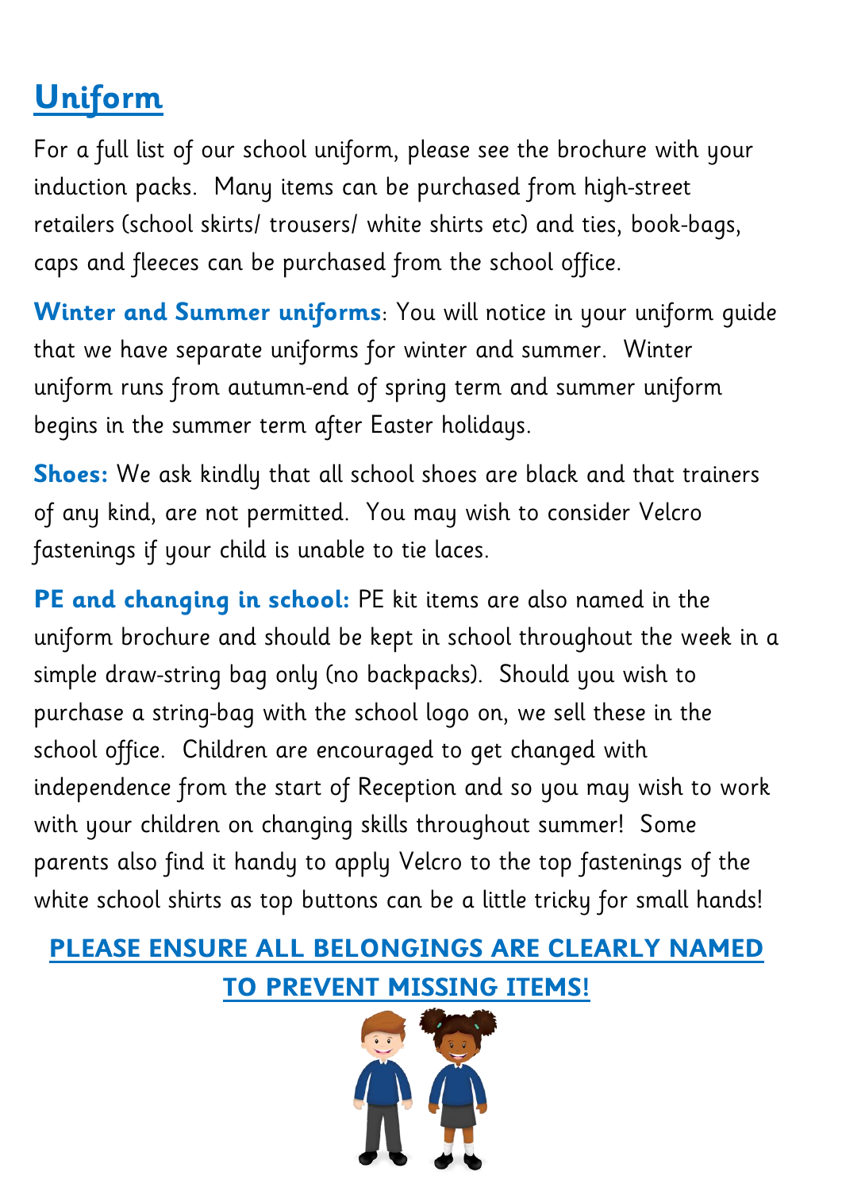# Uniform

For a full list of our school uniform, please see the brochure with your induction packs. Many items can be purchased from high-street retailers (school skirts/ trousers/ white shirts etc) and ties, book-bags, caps and fleeces can be purchased from the school office.

**Winter and Summer uniforms**: You will notice in your uniform guide that we have separate uniforms for winter and summer. Winter uniform runs from autumn-end of spring term and summer uniform begins in the summer term after Easter holidays.

**Shoes:** We ask kindly that all school shoes are black and that trainers of any kind, are not permitted. You may wish to consider Velcro fastenings if your child is unable to tie laces.

**PE and changing in school:** PE kit items are also named in the uniform brochure and should be kept in school throughout the week in a simple draw-string bag only (no backpacks). Should you wish to purchase a string-bag with the school logo on, we sell these in the school office. Children are encouraged to get changed with independence from the start of Reception and so you may wish to work with your children on changing skills throughout summer! Some parents also find it handy to apply Velcro to the top fastenings of the white school shirts as top buttons can be a little tricky for small hands!

**PLEASE ENSURE ALL BELONGINGS ARE CLEARLY NAMED TO PREVENT MISSING ITEMS!**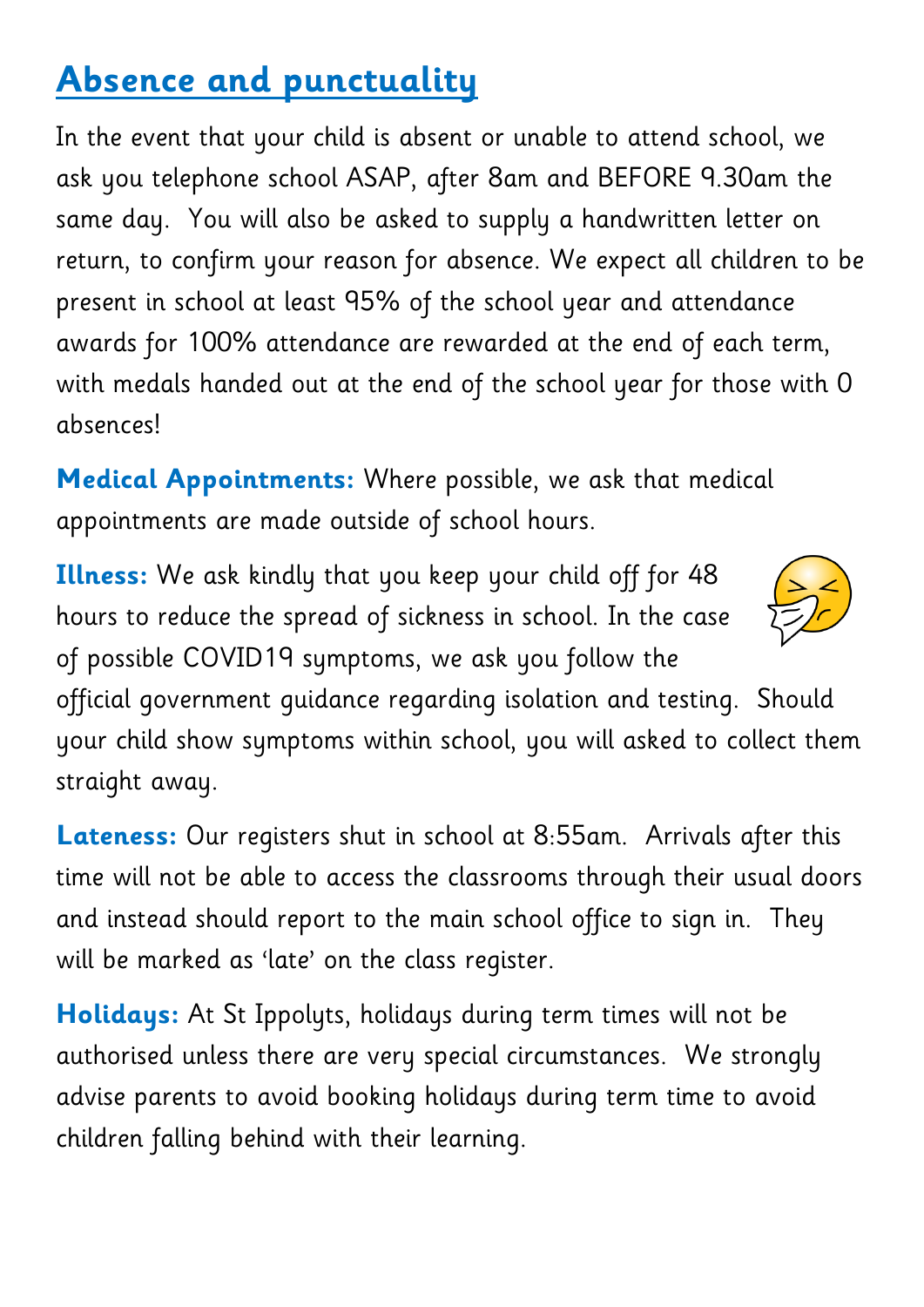## Absence and punctuality

In the event that your child is absent or unable to attend school, we ask you telephone school ASAP, after 8am and BEFORE 9.30am the same day. You will also be asked to supply a handwritten letter on return, to confirm your reason for absence. We expect all children to be present in school at least 95% of the school year and attendance awards for 100% attendance are rewarded at the end of each term, with medals handed out at the end of the school year for those with 0 absences!

**Medical Appointments:** Where possible, we ask that medical appointments are made outside of school hours.

**Illness:** We ask kindly that you keep your child off for 48 hours to reduce the spread of sickness in school. In the case of possible COVID19 symptoms, we ask you follow the official government guidance regarding isolation and testing. Should your child show symptoms within school, you will asked to collect them straight away.

**Lateness:** Our registers shut in school at 8:55am. Arrivals after this time will not be able to access the classrooms through their usual doors and instead should report to the main school office to sign in. They will be marked as 'late' on the class register.

**Holidays:** At St Ippolyts, holidays during term times will not be authorised unless there are very special circumstances. We strongly advise parents to avoid booking holidays during term time to avoid children falling behind with their learning.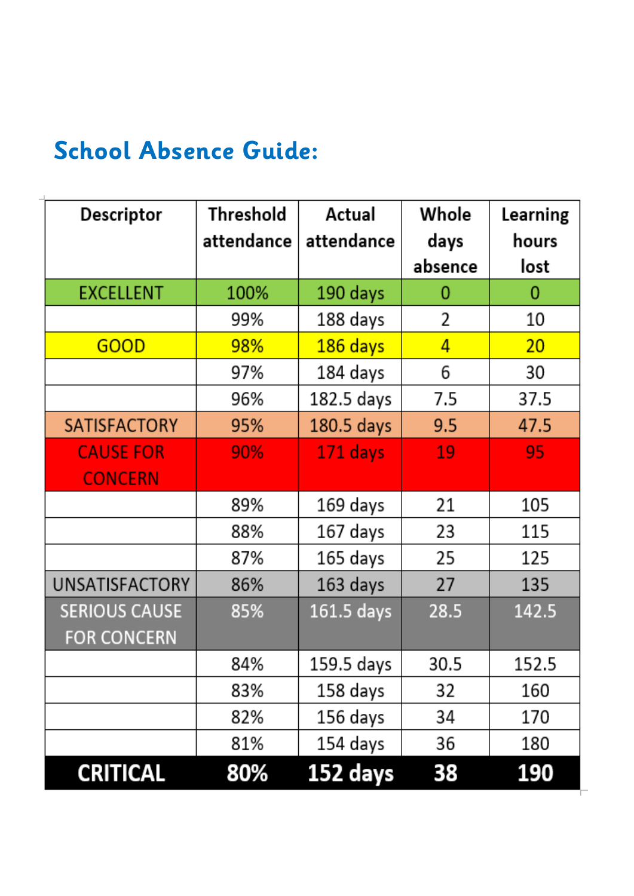## School Absence Guide:

| Descriptor | Threshold attendance | Actual attendance | Whole days absence | Learning hours lost |
|---|---|---|---|---|
| EXCELLENT | 100% | 190 days | 0 | 0 |
| | 99% | 188 days | 2 | 10 |
| GOOD | 98% | 186 days | 4 | 20 |
| | 97% | 184 days | 6 | 30 |
| | 96% | 182.5 days | 7.5 | 37.5 |
| SATISFACTORY | 95% | 180.5 days | 9.5 | 47.5 |
| CAUSE FOR CONCERN | 90% | 171 days | 19 | 95 |
| | 89% | 169 days | 21 | 105 |
| | 88% | 167 days | 23 | 115 |
| | 87% | 165 days | 25 | 125 |
| UNSATISFACTORY | 86% | 163 days | 27 | 135 |
| SERIOUS CAUSE FOR CONCERN | 85% | 161.5 days | 28.5 | 142.5 |
| | 84% | 159.5 days | 30.5 | 152.5 |
| | 83% | 158 days | 32 | 160 |
| | 82% | 156 days | 34 | 170 |
| | 81% | 154 days | 36 | 180 |
| **CRITICAL** | **80%** | **152 days** | **38** | **190** |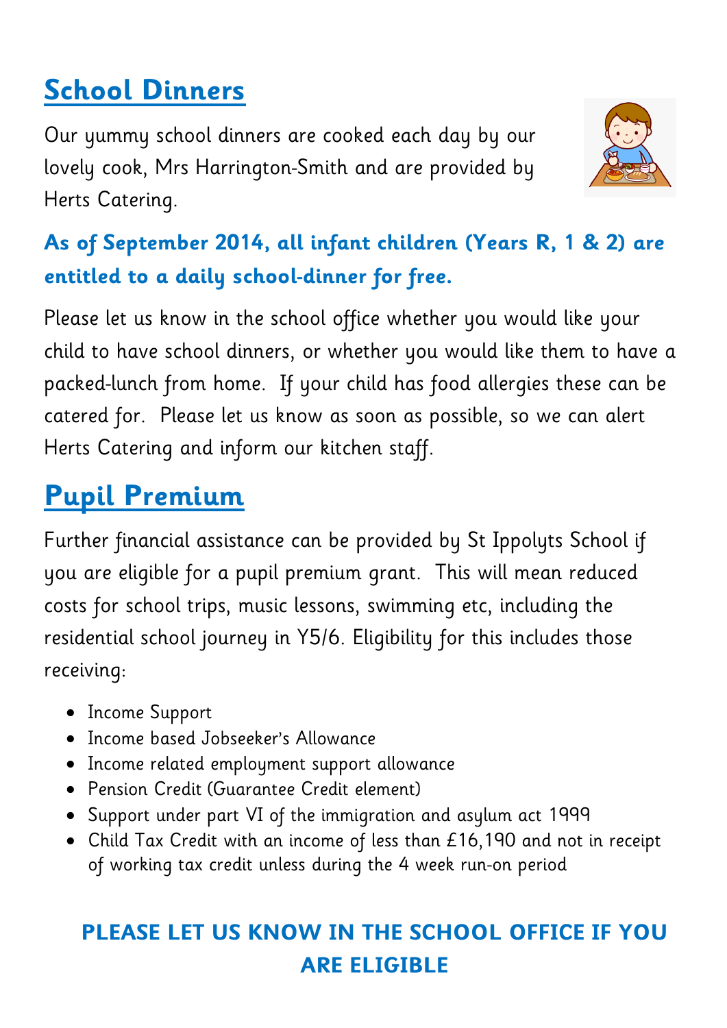## School Dinners

Our yummy school dinners are cooked each day by our lovely cook, Mrs Harrington-Smith and are provided by Herts Catering.

**As of September 2014, all infant children (Years R, 1 & 2) are entitled to a daily school-dinner for free.**

Please let us know in the school office whether you would like your child to have school dinners, or whether you would like them to have a packed-lunch from home. If your child has food allergies these can be catered for. Please let us know as soon as possible, so we can alert Herts Catering and inform our kitchen staff.

## Pupil Premium

Further financial assistance can be provided by St Ippolyts School if you are eligible for a pupil premium grant. This will mean reduced costs for school trips, music lessons, swimming etc, including the residential school journey in Y5/6. Eligibility for this includes those receiving:

- Income Support
- Income based Jobseeker's Allowance
- Income related employment support allowance
- Pension Credit (Guarantee Credit element)
- Support under part VI of the immigration and asylum act 1999
- Child Tax Credit with an income of less than £16,190 and not in receipt of working tax credit unless during the 4 week run-on period

**PLEASE LET US KNOW IN THE SCHOOL OFFICE IF YOU ARE ELIGIBLE**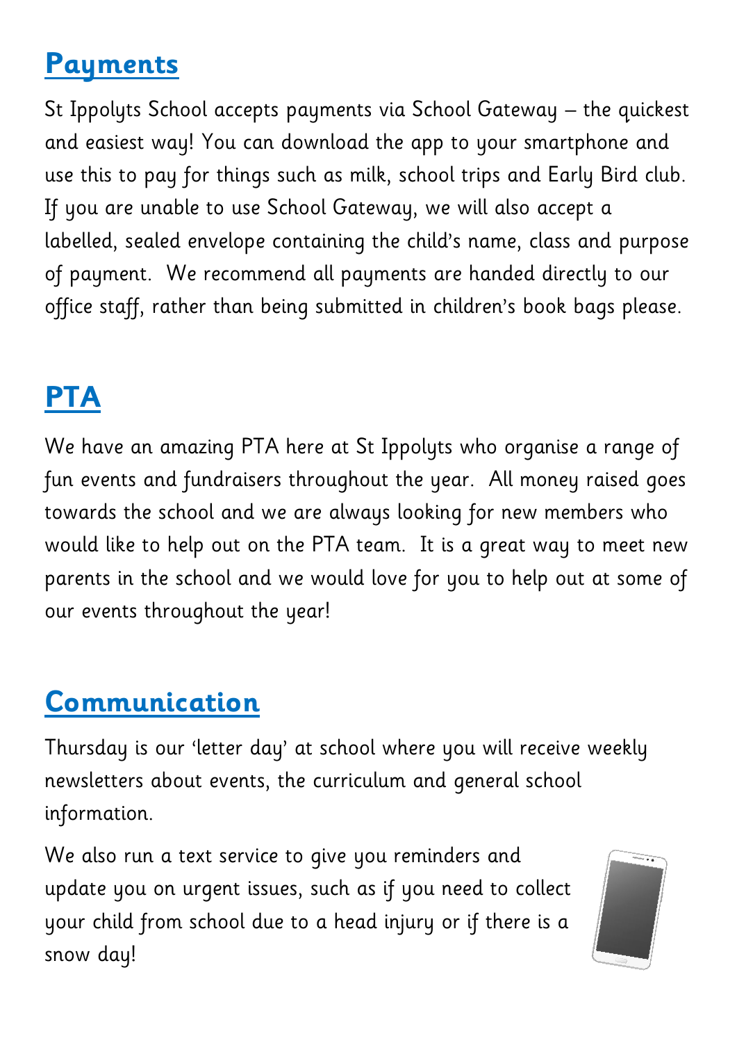## Payments

St Ippolyts School accepts payments via School Gateway – the quickest and easiest way! You can download the app to your smartphone and use this to pay for things such as milk, school trips and Early Bird club. If you are unable to use School Gateway, we will also accept a labelled, sealed envelope containing the child's name, class and purpose of payment. We recommend all payments are handed directly to our office staff, rather than being submitted in children's book bags please.

## PTA

We have an amazing PTA here at St Ippolyts who organise a range of fun events and fundraisers throughout the year. All money raised goes towards the school and we are always looking for new members who would like to help out on the PTA team. It is a great way to meet new parents in the school and we would love for you to help out at some of our events throughout the year!

## Communication

Thursday is our 'letter day' at school where you will receive weekly newsletters about events, the curriculum and general school information.

We also run a text service to give you reminders and update you on urgent issues, such as if you need to collect your child from school due to a head injury or if there is a snow day!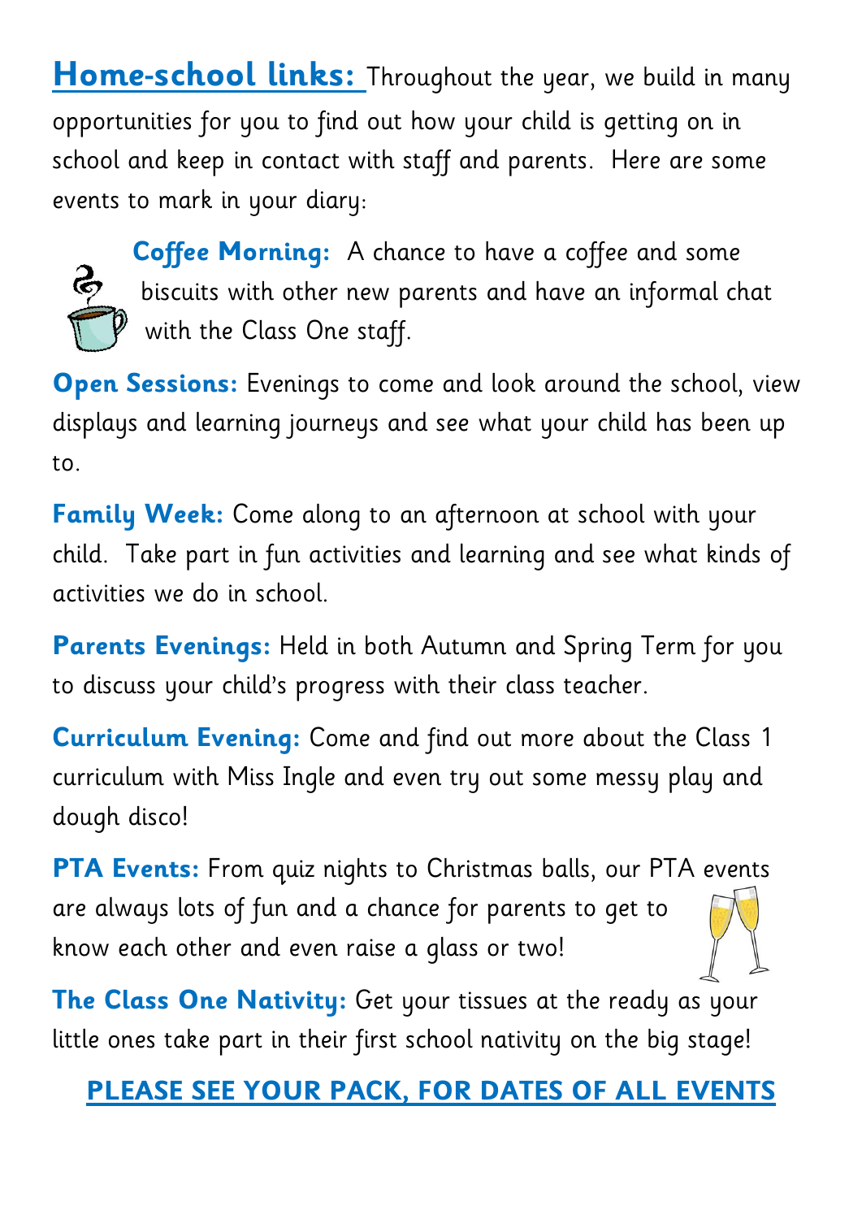**Home-school links:** Throughout the year, we build in many opportunities for you to find out how your child is getting on in school and keep in contact with staff and parents. Here are some events to mark in your diary:

**Coffee Morning:** A chance to have a coffee and some biscuits with other new parents and have an informal chat with the Class One staff.

**Open Sessions:** Evenings to come and look around the school, view displays and learning journeys and see what your child has been up to.

**Family Week:** Come along to an afternoon at school with your child. Take part in fun activities and learning and see what kinds of activities we do in school.

**Parents Evenings:** Held in both Autumn and Spring Term for you to discuss your child's progress with their class teacher.

**Curriculum Evening:** Come and find out more about the Class 1 curriculum with Miss Ingle and even try out some messy play and dough disco!

**PTA Events:** From quiz nights to Christmas balls, our PTA events are always lots of fun and a chance for parents to get to know each other and even raise a glass or two!

**The Class One Nativity:** Get your tissues at the ready as your little ones take part in their first school nativity on the big stage!

**PLEASE SEE YOUR PACK, FOR DATES OF ALL EVENTS**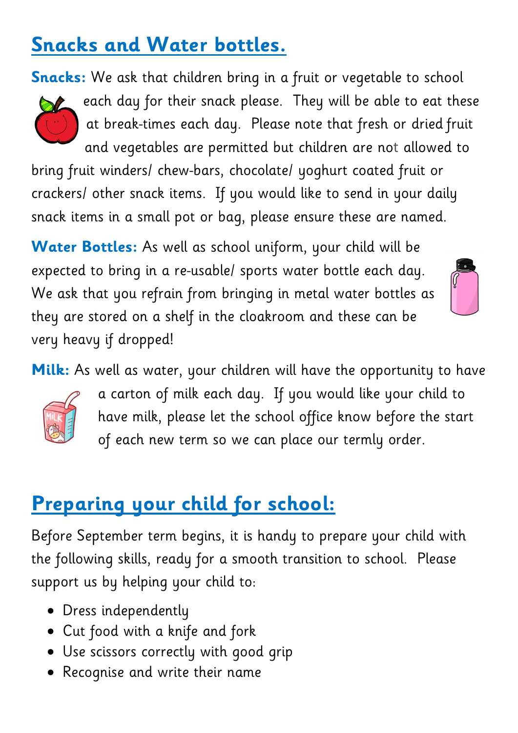## Snacks and Water bottles.

**Snacks:** We ask that children bring in a fruit or vegetable to school each day for their snack please. They will be able to eat these at break-times each day. Please note that fresh or dried fruit and vegetables are permitted but children are not allowed to bring fruit winders/ chew-bars, chocolate/ yoghurt coated fruit or crackers/ other snack items. If you would like to send in your daily snack items in a small pot or bag, please ensure these are named.

**Water Bottles:** As well as school uniform, your child will be expected to bring in a re-usable/ sports water bottle each day. We ask that you refrain from bringing in metal water bottles as they are stored on a shelf in the cloakroom and these can be very heavy if dropped!

**Milk:** As well as water, your children will have the opportunity to have a carton of milk each day. If you would like your child to have milk, please let the school office know before the start of each new term so we can place our termly order.

## Preparing your child for school:

Before September term begins, it is handy to prepare your child with the following skills, ready for a smooth transition to school. Please support us by helping your child to:

- Dress independently
- Cut food with a knife and fork
- Use scissors correctly with good grip
- Recognise and write their name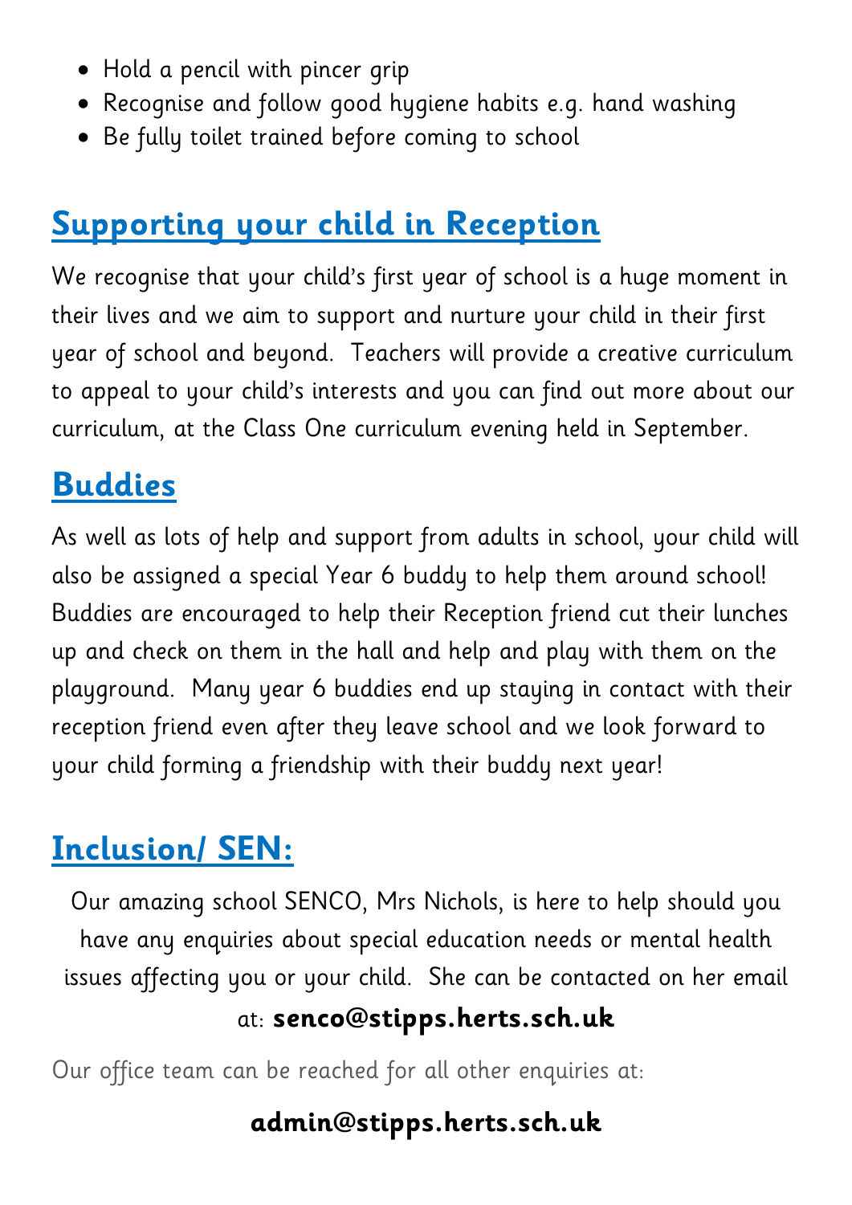- Hold a pencil with pincer grip
- Recognise and follow good hygiene habits e.g. hand washing
- Be fully toilet trained before coming to school

## Supporting your child in Reception

We recognise that your child's first year of school is a huge moment in their lives and we aim to support and nurture your child in their first year of school and beyond. Teachers will provide a creative curriculum to appeal to your child's interests and you can find out more about our curriculum, at the Class One curriculum evening held in September.

## Buddies

As well as lots of help and support from adults in school, your child will also be assigned a special Year 6 buddy to help them around school! Buddies are encouraged to help their Reception friend cut their lunches up and check on them in the hall and help and play with them on the playground. Many year 6 buddies end up staying in contact with their reception friend even after they leave school and we look forward to your child forming a friendship with their buddy next year!

## Inclusion/ SEN:

Our amazing school SENCO, Mrs Nichols, is here to help should you have any enquiries about special education needs or mental health issues affecting you or your child. She can be contacted on her email at: **senco@stipps.herts.sch.uk**

Our office team can be reached for all other enquiries at:

**admin@stipps.herts.sch.uk**